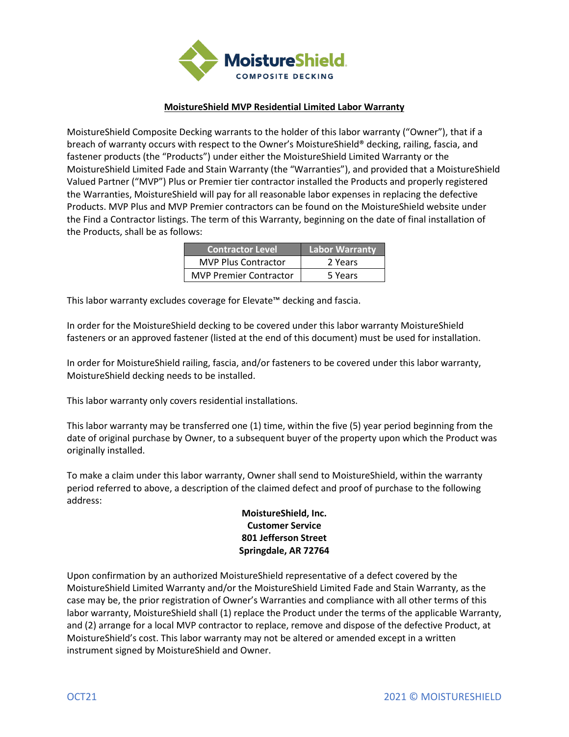MoistureShield
COMPOSITE DECKING

# MoistureShield MVP Residential Limited Labor Warranty

MoistureShield Composite Decking warrants to the holder of this labor warranty ("Owner"), that if a breach of warranty occurs with respect to the Owner's MoistureShield® decking, railing, fascia, and fastener products (the "Products") under either the MoistureShield Limited Warranty or the MoistureShield Limited Fade and Stain Warranty (the "Warranties"), and provided that a MoistureShield Valued Partner ("MVP") Plus or Premier tier contractor installed the Products and properly registered the Warranties, MoistureShield will pay for all reasonable labor expenses in replacing the defective Products. MVP Plus and MVP Premier contractors can be found on the MoistureShield website under the Find a Contractor listings. The term of this Warranty, beginning on the date of final installation of the Products, shall be as follows:

| Contractor Level | Labor Warranty |
| --- | --- |
| MVP Plus Contractor | 2 Years |
| MVP Premier Contractor | 5 Years |

This labor warranty excludes coverage for Elevate™ decking and fascia.

In order for the MoistureShield decking to be covered under this labor warranty MoistureShield fasteners or an approved fastener (listed at the end of this document) must be used for installation.

In order for MoistureShield railing, fascia, and/or fasteners to be covered under this labor warranty, MoistureShield decking needs to be installed.

This labor warranty only covers residential installations.

This labor warranty may be transferred one (1) time, within the five (5) year period beginning from the date of original purchase by Owner, to a subsequent buyer of the property upon which the Product was originally installed.

To make a claim under this labor warranty, Owner shall send to MoistureShield, within the warranty period referred to above, a description of the claimed defect and proof of purchase to the following address:

**MoistureShield, Inc.**
**Customer Service**
**801 Jefferson Street**
**Springdale, AR 72764**

Upon confirmation by an authorized MoistureShield representative of a defect covered by the MoistureShield Limited Warranty and/or the MoistureShield Limited Fade and Stain Warranty, as the case may be, the prior registration of Owner's Warranties and compliance with all other terms of this labor warranty, MoistureShield shall (1) replace the Product under the terms of the applicable Warranty, and (2) arrange for a local MVP contractor to replace, remove and dispose of the defective Product, at MoistureShield's cost. This labor warranty may not be altered or amended except in a written instrument signed by MoistureShield and Owner.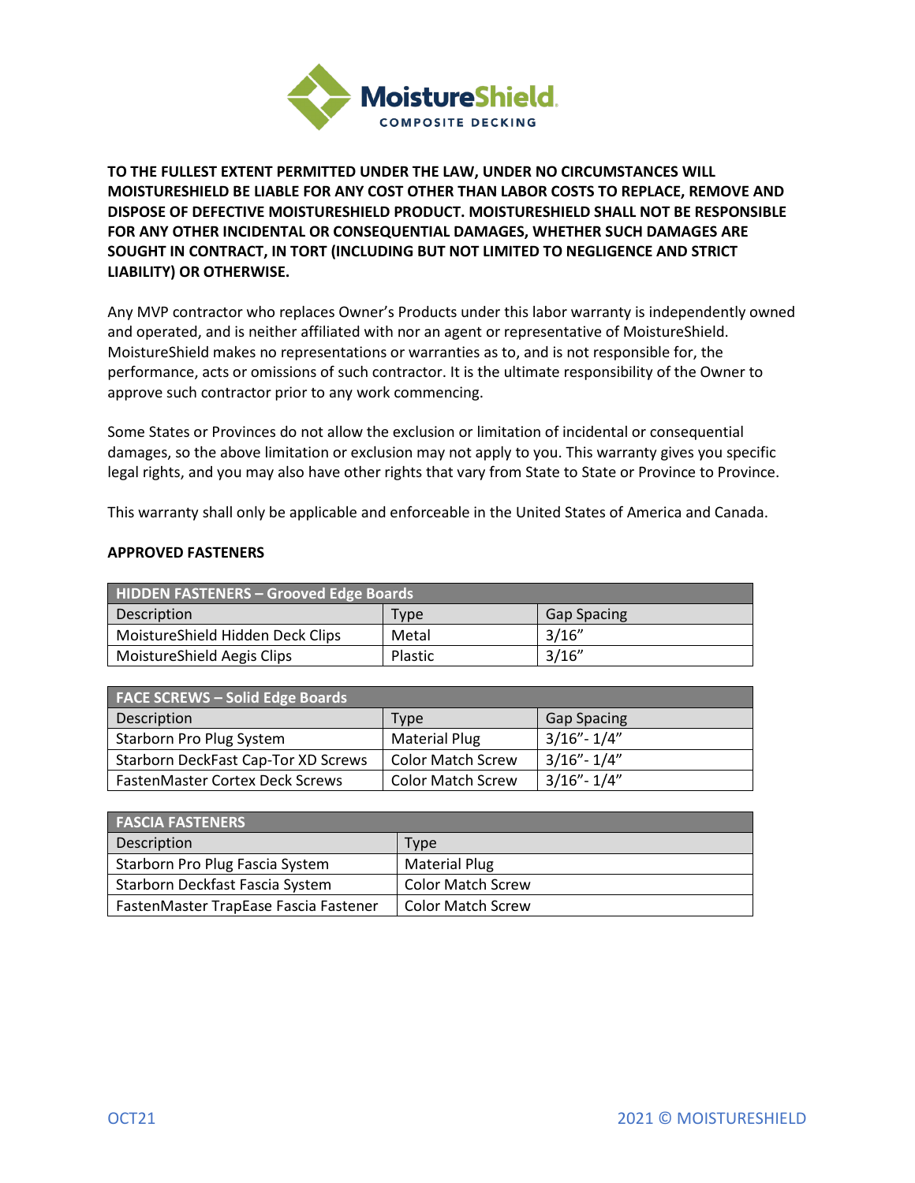**TO THE FULLEST EXTENT PERMITTED UNDER THE LAW, UNDER NO CIRCUMSTANCES WILL MOISTURESHIELD BE LIABLE FOR ANY COST OTHER THAN LABOR COSTS TO REPLACE, REMOVE AND DISPOSE OF DEFECTIVE MOISTURESHIELD PRODUCT. MOISTURESHIELD SHALL NOT BE RESPONSIBLE FOR ANY OTHER INCIDENTAL OR CONSEQUENTIAL DAMAGES, WHETHER SUCH DAMAGES ARE SOUGHT IN CONTRACT, IN TORT (INCLUDING BUT NOT LIMITED TO NEGLIGENCE AND STRICT LIABILITY) OR OTHERWISE.**

Any MVP contractor who replaces Owner's Products under this labor warranty is independently owned and operated, and is neither affiliated with nor an agent or representative of MoistureShield. MoistureShield makes no representations or warranties as to, and is not responsible for, the performance, acts or omissions of such contractor. It is the ultimate responsibility of the Owner to approve such contractor prior to any work commencing.

Some States or Provinces do not allow the exclusion or limitation of incidental or consequential damages, so the above limitation or exclusion may not apply to you. This warranty gives you specific legal rights, and you may also have other rights that vary from State to State or Province to Province.

This warranty shall only be applicable and enforceable in the United States of America and Canada.

**APPROVED FASTENERS**

| HIDDEN FASTENERS – Grooved Edge Boards | | |
|---|---|---|
| Description | Type | Gap Spacing |
| MoistureShield Hidden Deck Clips | Metal | 3/16" |
| MoistureShield Aegis Clips | Plastic | 3/16" |

| FACE SCREWS – Solid Edge Boards | | |
|---|---|---|
| Description | Type | Gap Spacing |
| Starborn Pro Plug System | Material Plug | 3/16"- 1/4" |
| Starborn DeckFast Cap-Tor XD Screws | Color Match Screw | 3/16"- 1/4" |
| FastenMaster Cortex Deck Screws | Color Match Screw | 3/16"- 1/4" |

| FASCIA FASTENERS | |
|---|---|
| Description | Type |
| Starborn Pro Plug Fascia System | Material Plug |
| Starborn Deckfast Fascia System | Color Match Screw |
| FastenMaster TrapEase Fascia Fastener | Color Match Screw |